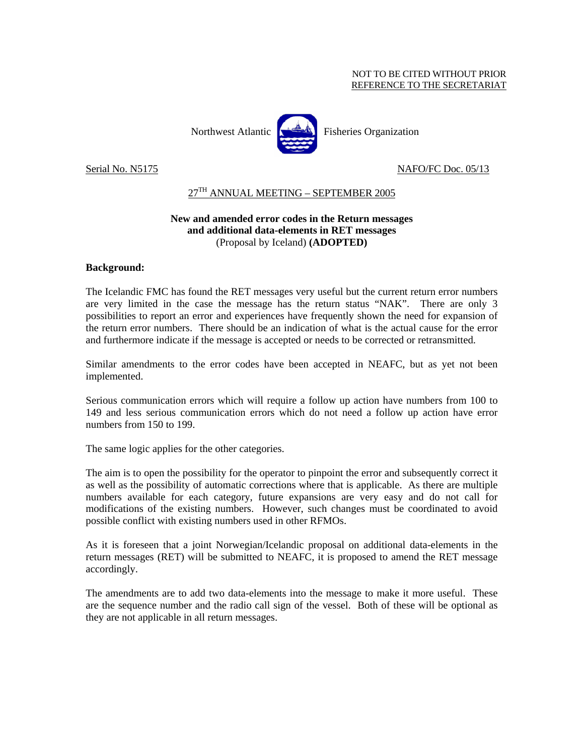NOT TO BE CITED WITHOUT PRIOR
REFERENCE TO THE SECRETARIAT

Northwest Atlantic Fisheries Organization

Serial No. N5175 NAFO/FC Doc. 05/13

27TH ANNUAL MEETING – SEPTEMBER 2005

**New and amended error codes in the Return messages and additional data-elements in RET messages**
(Proposal by Iceland) **(ADOPTED)**

**Background:**

The Icelandic FMC has found the RET messages very useful but the current return error numbers are very limited in the case the message has the return status "NAK". There are only 3 possibilities to report an error and experiences have frequently shown the need for expansion of the return error numbers. There should be an indication of what is the actual cause for the error and furthermore indicate if the message is accepted or needs to be corrected or retransmitted.

Similar amendments to the error codes have been accepted in NEAFC, but as yet not been implemented.

Serious communication errors which will require a follow up action have numbers from 100 to 149 and less serious communication errors which do not need a follow up action have error numbers from 150 to 199.

The same logic applies for the other categories.

The aim is to open the possibility for the operator to pinpoint the error and subsequently correct it as well as the possibility of automatic corrections where that is applicable. As there are multiple numbers available for each category, future expansions are very easy and do not call for modifications of the existing numbers. However, such changes must be coordinated to avoid possible conflict with existing numbers used in other RFMOs.

As it is foreseen that a joint Norwegian/Icelandic proposal on additional data-elements in the return messages (RET) will be submitted to NEAFC, it is proposed to amend the RET message accordingly.

The amendments are to add two data-elements into the message to make it more useful. These are the sequence number and the radio call sign of the vessel. Both of these will be optional as they are not applicable in all return messages.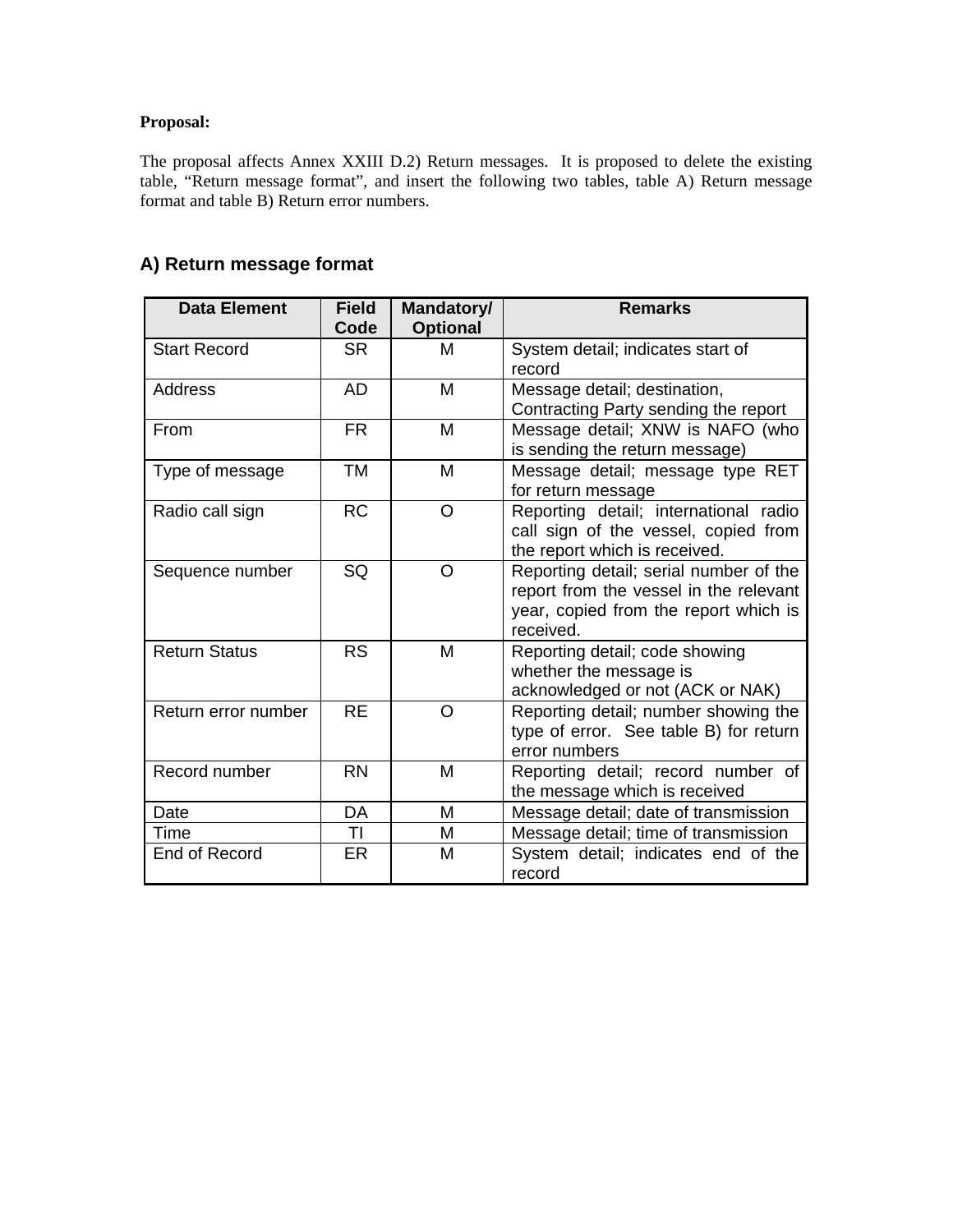**Proposal:**

The proposal affects Annex XXIII D.2) Return messages. It is proposed to delete the existing table, "Return message format", and insert the following two tables, table A) Return message format and table B) Return error numbers.

## A) Return message format

| Data Element | Field Code | Mandatory/ Optional | Remarks |
|---|---|---|---|
| Start Record | SR | M | System detail; indicates start of record |
| Address | AD | M | Message detail; destination, Contracting Party sending the report |
| From | FR | M | Message detail; XNW is NAFO (who is sending the return message) |
| Type of message | TM | M | Message detail; message type RET for return message |
| Radio call sign | RC | O | Reporting detail; international radio call sign of the vessel, copied from the report which is received. |
| Sequence number | SQ | O | Reporting detail; serial number of the report from the vessel in the relevant year, copied from the report which is received. |
| Return Status | RS | M | Reporting detail; code showing whether the message is acknowledged or not (ACK or NAK) |
| Return error number | RE | O | Reporting detail; number showing the type of error. See table B) for return error numbers |
| Record number | RN | M | Reporting detail; record number of the message which is received |
| Date | DA | M | Message detail; date of transmission |
| Time | TI | M | Message detail; time of transmission |
| End of Record | ER | M | System detail; indicates end of the record |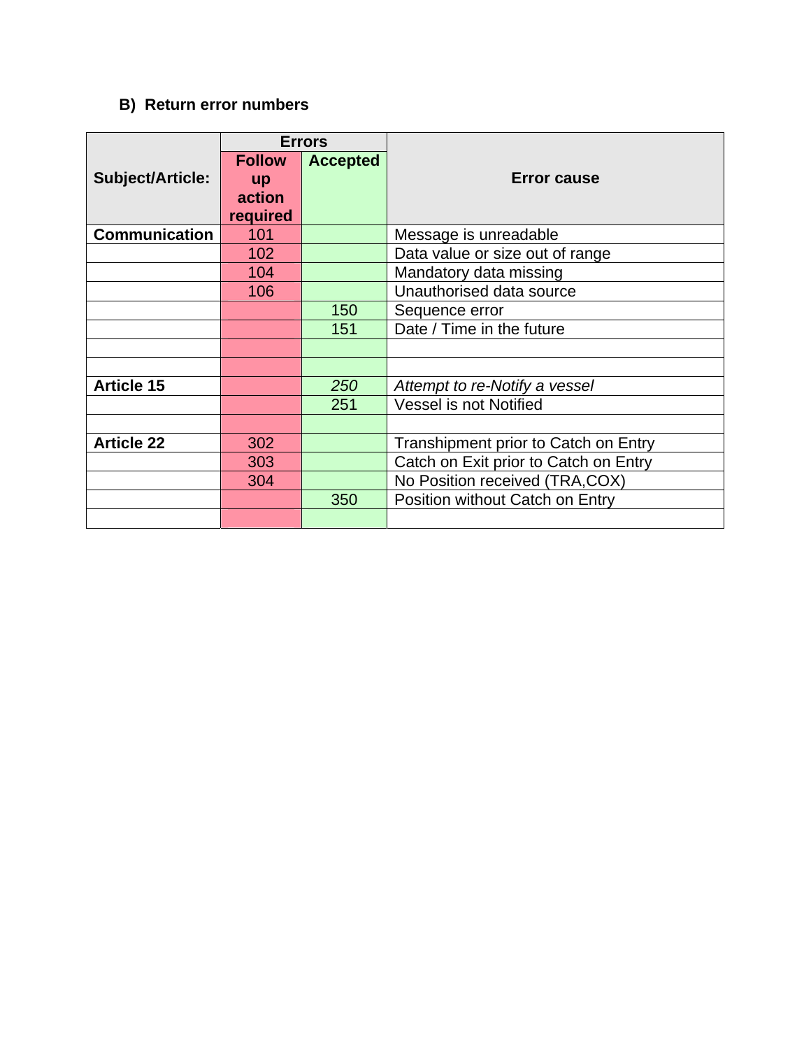### B) Return error numbers

| Subject/Article: | Errors | | Error cause |
|---|---|---|---|
| | Follow up action required | Accepted | |
| **Communication** | 101 | | Message is unreadable |
| | 102 | | Data value or size out of range |
| | 104 | | Mandatory data missing |
| | 106 | | Unauthorised data source |
| | | 150 | Sequence error |
| | | 151 | Date / Time in the future |
| | | | |
| | | | |
| **Article 15** | | *250* | *Attempt to re-Notify a vessel* |
| | | 251 | Vessel is not Notified |
| | | | |
| **Article 22** | 302 | | Transhipment prior to Catch on Entry |
| | 303 | | Catch on Exit prior to Catch on Entry |
| | 304 | | No Position received (TRA,COX) |
| | | 350 | Position without Catch on Entry |
| | | | |